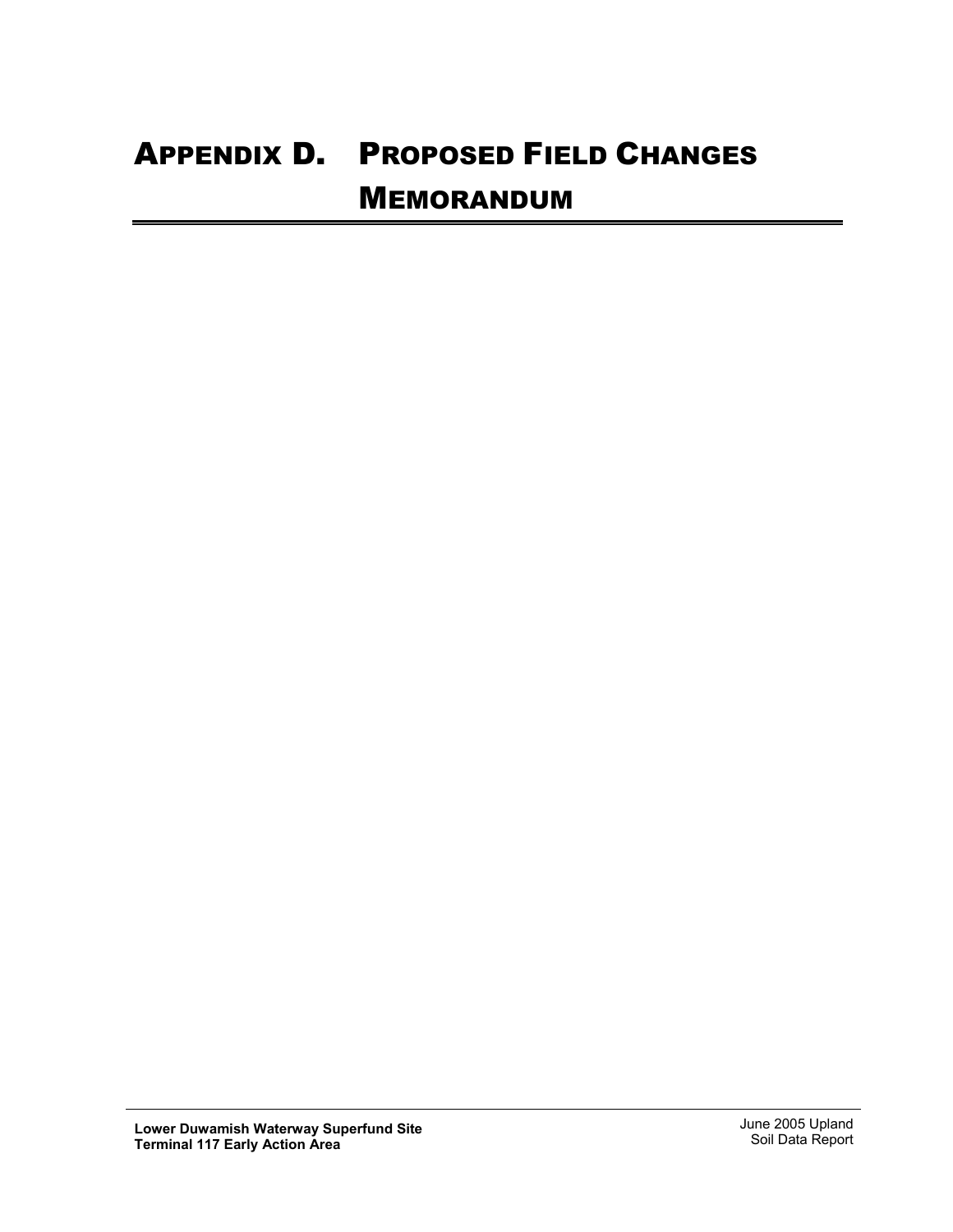# Appendix D. Proposed Field Changes Memorandum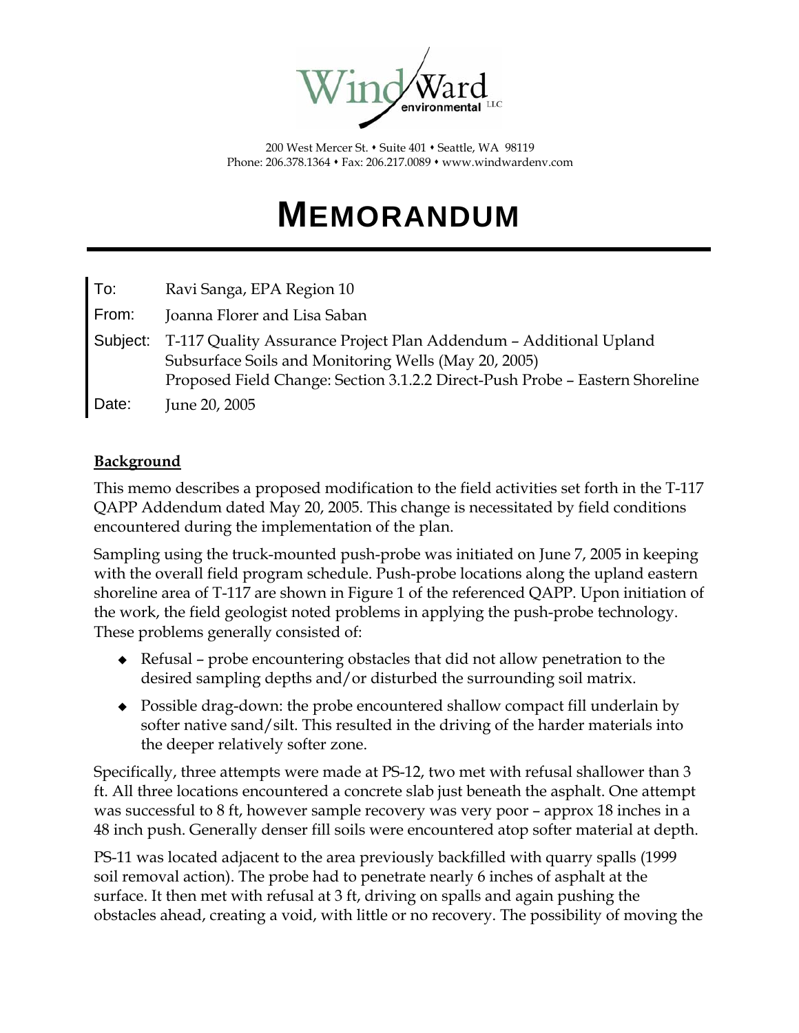Windward environmental LLC

200 West Mercer St. • Suite 401 • Seattle, WA 98119
Phone: 206.378.1364 • Fax: 206.217.0089 • www.windwardenv.com

# MEMORANDUM

| | |
|---|---|
| To: | Ravi Sanga, EPA Region 10 |
| From: | Joanna Florer and Lisa Saban |
| Subject: | T-117 Quality Assurance Project Plan Addendum – Additional Upland Subsurface Soils and Monitoring Wells (May 20, 2005)<br>Proposed Field Change: Section 3.1.2.2 Direct-Push Probe – Eastern Shoreline |
| Date: | June 20, 2005 |

## Background

This memo describes a proposed modification to the field activities set forth in the T-117 QAPP Addendum dated May 20, 2005. This change is necessitated by field conditions encountered during the implementation of the plan.

Sampling using the truck-mounted push-probe was initiated on June 7, 2005 in keeping with the overall field program schedule. Push-probe locations along the upland eastern shoreline area of T-117 are shown in Figure 1 of the referenced QAPP. Upon initiation of the work, the field geologist noted problems in applying the push-probe technology. These problems generally consisted of:

- Refusal – probe encountering obstacles that did not allow penetration to the desired sampling depths and/or disturbed the surrounding soil matrix.
- Possible drag-down: the probe encountered shallow compact fill underlain by softer native sand/silt. This resulted in the driving of the harder materials into the deeper relatively softer zone.

Specifically, three attempts were made at PS-12, two met with refusal shallower than 3 ft. All three locations encountered a concrete slab just beneath the asphalt. One attempt was successful to 8 ft, however sample recovery was very poor – approx 18 inches in a 48 inch push. Generally denser fill soils were encountered atop softer material at depth.

PS-11 was located adjacent to the area previously backfilled with quarry spalls (1999 soil removal action). The probe had to penetrate nearly 6 inches of asphalt at the surface. It then met with refusal at 3 ft, driving on spalls and again pushing the obstacles ahead, creating a void, with little or no recovery. The possibility of moving the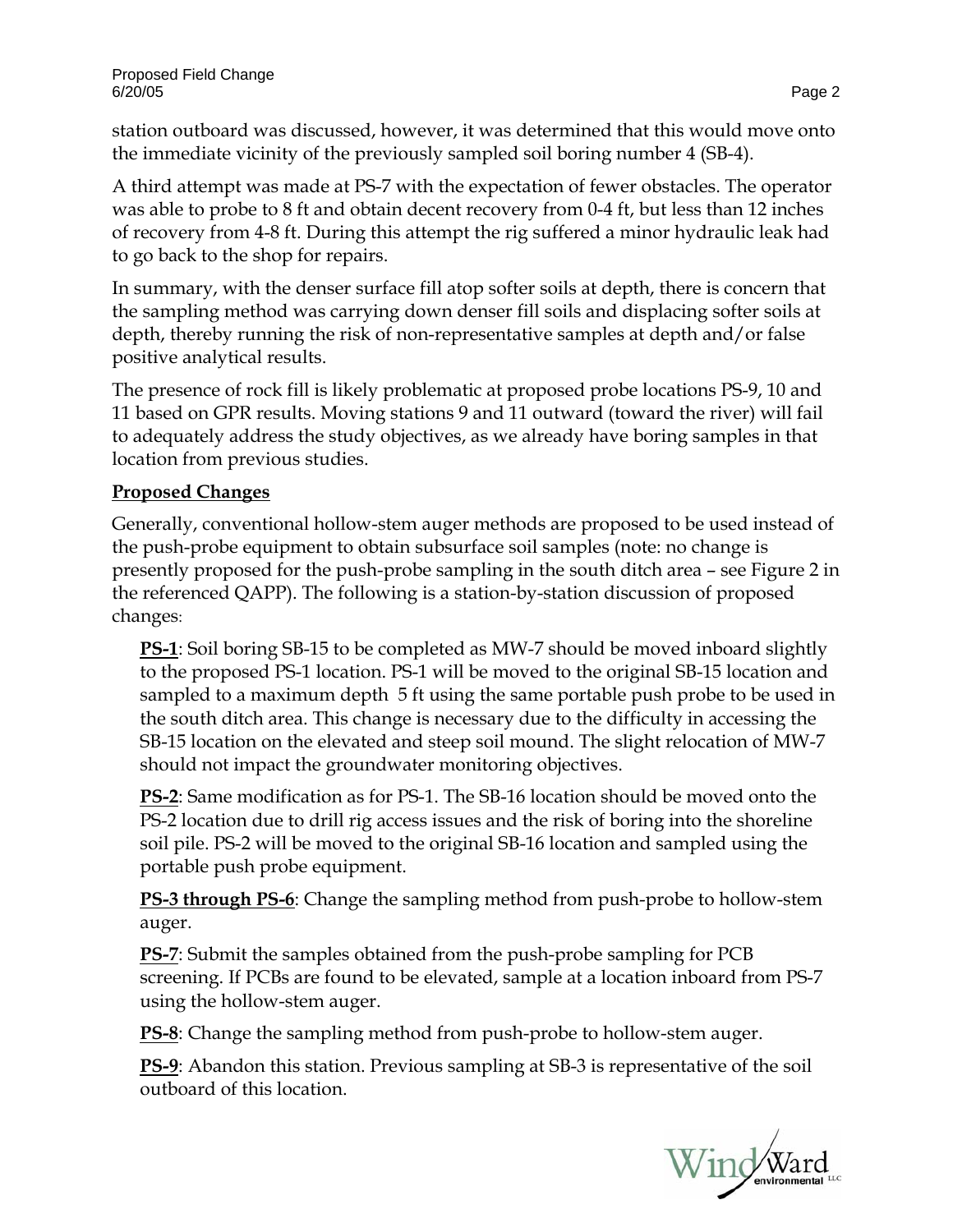station outboard was discussed, however, it was determined that this would move onto the immediate vicinity of the previously sampled soil boring number 4 (SB-4).

A third attempt was made at PS-7 with the expectation of fewer obstacles. The operator was able to probe to 8 ft and obtain decent recovery from 0-4 ft, but less than 12 inches of recovery from 4-8 ft. During this attempt the rig suffered a minor hydraulic leak had to go back to the shop for repairs.

In summary, with the denser surface fill atop softer soils at depth, there is concern that the sampling method was carrying down denser fill soils and displacing softer soils at depth, thereby running the risk of non-representative samples at depth and/or false positive analytical results.

The presence of rock fill is likely problematic at proposed probe locations PS-9, 10 and 11 based on GPR results. Moving stations 9 and 11 outward (toward the river) will fail to adequately address the study objectives, as we already have boring samples in that location from previous studies.

**Proposed Changes**

Generally, conventional hollow-stem auger methods are proposed to be used instead of the push-probe equipment to obtain subsurface soil samples (note: no change is presently proposed for the push-probe sampling in the south ditch area – see Figure 2 in the referenced QAPP). The following is a station-by-station discussion of proposed changes:

**PS-1**: Soil boring SB-15 to be completed as MW-7 should be moved inboard slightly to the proposed PS-1 location. PS-1 will be moved to the original SB-15 location and sampled to a maximum depth 5 ft using the same portable push probe to be used in the south ditch area. This change is necessary due to the difficulty in accessing the SB-15 location on the elevated and steep soil mound. The slight relocation of MW-7 should not impact the groundwater monitoring objectives.

**PS-2**: Same modification as for PS-1. The SB-16 location should be moved onto the PS-2 location due to drill rig access issues and the risk of boring into the shoreline soil pile. PS-2 will be moved to the original SB-16 location and sampled using the portable push probe equipment.

**PS-3 through PS-6**: Change the sampling method from push-probe to hollow-stem auger.

**PS-7**: Submit the samples obtained from the push-probe sampling for PCB screening. If PCBs are found to be elevated, sample at a location inboard from PS-7 using the hollow-stem auger.

**PS-8**: Change the sampling method from push-probe to hollow-stem auger.

**PS-9**: Abandon this station. Previous sampling at SB-3 is representative of the soil outboard of this location.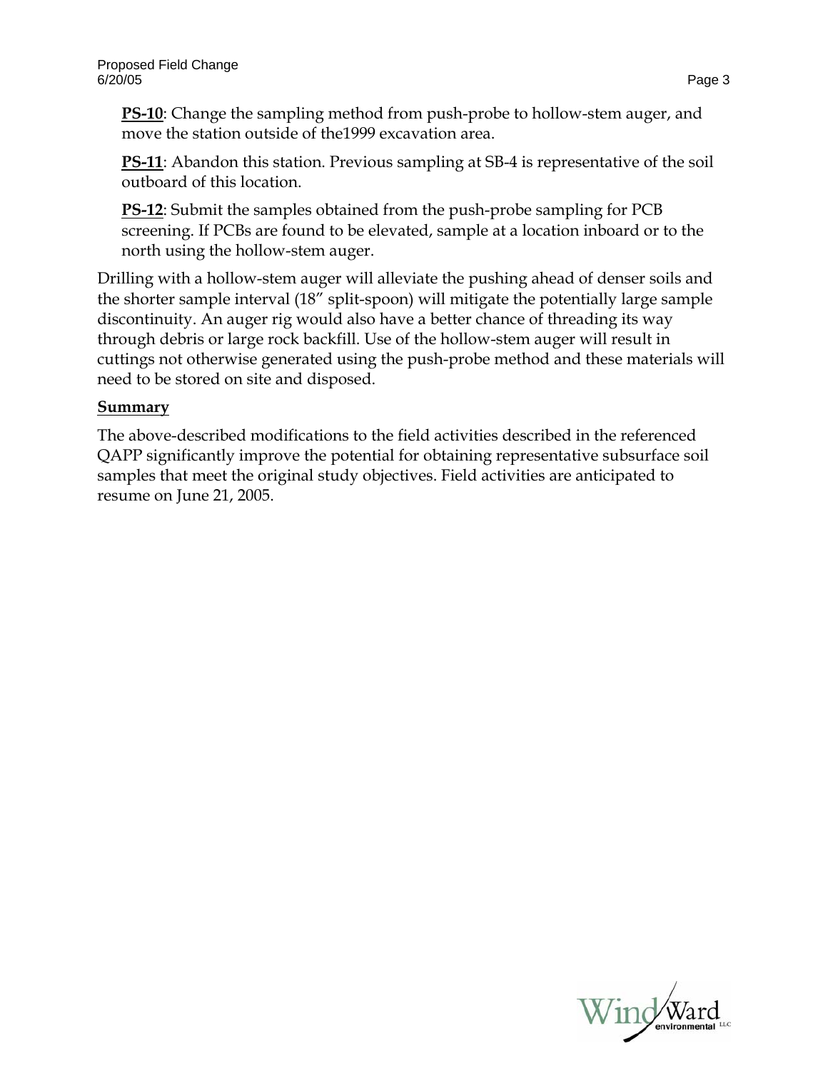**PS-10**: Change the sampling method from push-probe to hollow-stem auger, and move the station outside of the1999 excavation area.

**PS-11**: Abandon this station. Previous sampling at SB-4 is representative of the soil outboard of this location.

**PS-12**: Submit the samples obtained from the push-probe sampling for PCB screening. If PCBs are found to be elevated, sample at a location inboard or to the north using the hollow-stem auger.

Drilling with a hollow-stem auger will alleviate the pushing ahead of denser soils and the shorter sample interval (18″ split-spoon) will mitigate the potentially large sample discontinuity. An auger rig would also have a better chance of threading its way through debris or large rock backfill. Use of the hollow-stem auger will result in cuttings not otherwise generated using the push-probe method and these materials will need to be stored on site and disposed.

## Summary

The above-described modifications to the field activities described in the referenced QAPP significantly improve the potential for obtaining representative subsurface soil samples that meet the original study objectives. Field activities are anticipated to resume on June 21, 2005.